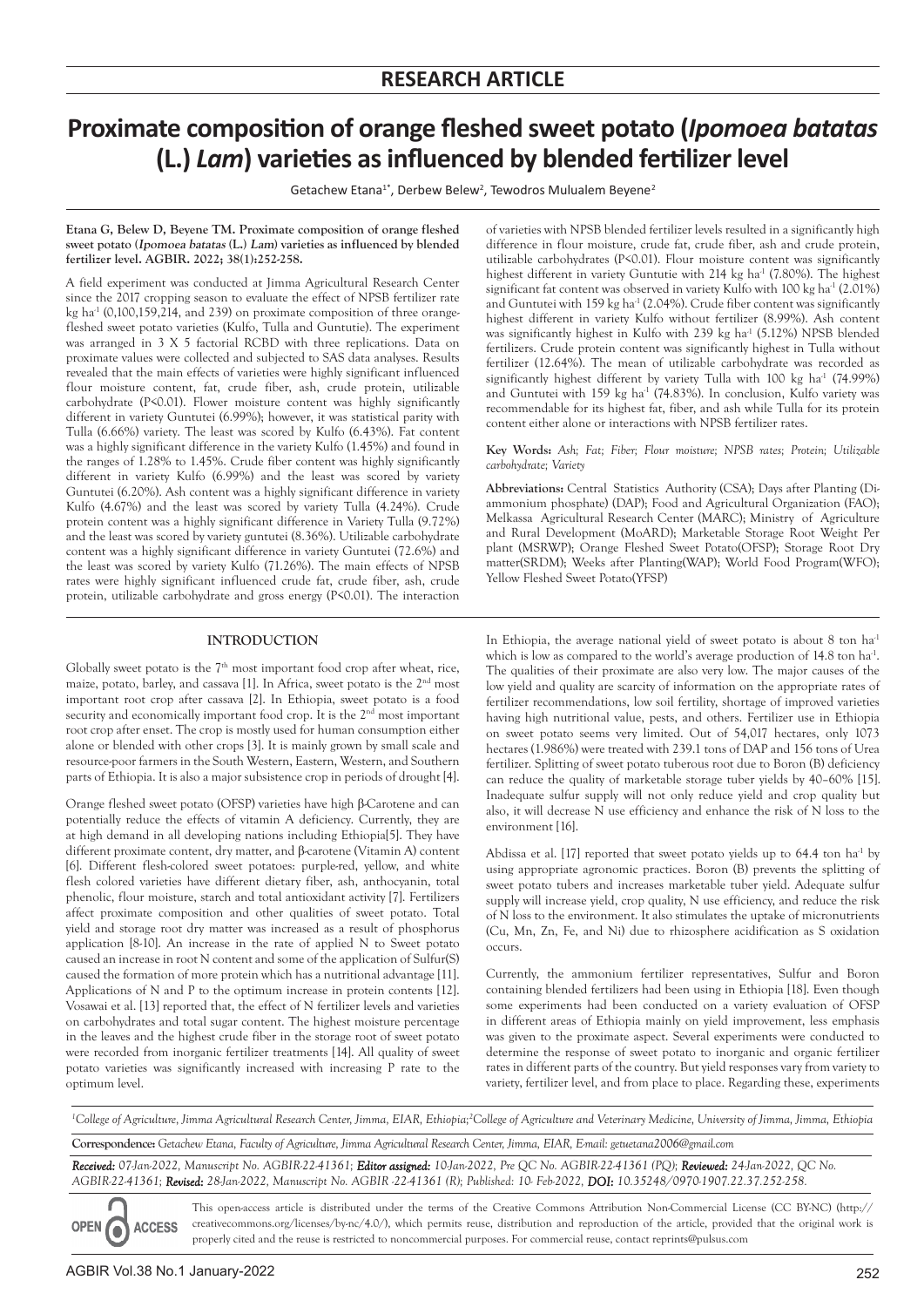## RESEARCH ARTICLE

# Proximate composition of orange fleshed sweet potato (*Ipomoea batatas* (L.) *Lam*) varieties as influenced by blended fertilizer level

Getachew Etana[1*], Derbew Belew[2], Tewodros Mulualem Beyene[2]

**Etana G, Belew D, Beyene TM. Proximate composition of orange fleshed sweet potato (*Ipomoea batatas* (L.) *Lam*) varieties as influenced by blended fertilizer level. AGBIR. 2022; 38(1):252-258.**

A field experiment was conducted at Jimma Agricultural Research Center since the 2017 cropping season to evaluate the effect of NPSB fertilizer rate kg ha$^{-1}$ (0,100,159,214, and 239) on proximate composition of three orange-fleshed sweet potato varieties (Kulfo, Tulla and Guntutie). The experiment was arranged in 3 X 5 factorial RCBD with three replications. Data on proximate values were collected and subjected to SAS data analyses. Results revealed that the main effects of varieties were highly significant influenced flour moisture content, fat, crude fiber, ash, crude protein, utilizable carbohydrate (P<0.01). Flower moisture content was highly significantly different in variety Guntutei (6.99%); however, it was statistical parity with Tulla (6.66%) variety. The least was scored by Kulfo (6.43%). Fat content was a highly significant difference in the variety Kulfo (1.45%) and found in the ranges of 1.28% to 1.45%. Crude fiber content was highly significantly different in variety Kulfo (6.99%) and the least was scored by variety Guntutei (6.20%). Ash content was a highly significant difference in variety Kulfo (4.67%) and the least was scored by variety Tulla (4.24%). Crude protein content was a highly significant difference in Variety Tulla (9.72%) and the least was scored by variety guntutei (8.36%). Utilizable carbohydrate content was a highly significant difference in variety Guntutei (72.6%) and the least was scored by variety Kulfo (71.26%). The main effects of NPSB rates were highly significant influenced crude fat, crude fiber, ash, crude protein, utilizable carbohydrate and gross energy (P<0.01). The interaction of varieties with NPSB blended fertilizer levels resulted in a significantly high difference in flour moisture, crude fat, crude fiber, ash and crude protein, utilizable carbohydrates (P<0.01). Flour moisture content was significantly highest different in variety Guntutie with 214 kg ha$^{-1}$ (7.80%). The highest significant fat content was observed in variety Kulfo with 100 kg ha$^{-1}$ (2.01%) and Guntutei with 159 kg ha$^{-1}$ (2.04%). Crude fiber content was significantly highest different in variety Kulfo without fertilizer (8.99%). Ash content was significantly highest in Kulfo with 239 kg ha$^{-1}$ (5.12%) NPSB blended fertilizers. Crude protein content was significantly highest in Tulla without fertilizer (12.64%). The mean of utilizable carbohydrate was recorded as significantly highest different by variety Tulla with 100 kg ha$^{-1}$ (74.99%) and Guntutei with 159 kg ha$^{-1}$ (74.83%). In conclusion, Kulfo variety was recommendable for its highest fat, fiber, and ash while Tulla for its protein content either alone or interactions with NPSB fertilizer rates.

**Key Words:** *Ash; Fat; Fiber; Flour moisture; NPSB rates; Protein; Utilizable carbohydrate; Variety*

**Abbreviations:** Central Statistics Authority (CSA); Days after Planting (Di-ammonium phosphate) (DAP); Food and Agricultural Organization (FAO); Melkassa Agricultural Research Center (MARC); Ministry of Agriculture and Rural Development (MoARD); Marketable Storage Root Weight Per plant (MSRWP); Orange Fleshed Sweet Potato(OFSP); Storage Root Dry matter(SRDM); Weeks after Planting(WAP); World Food Program(WFO); Yellow Fleshed Sweet Potato(YFSP)

## INTRODUCTION

Globally sweet potato is the 7$^{th}$ most important food crop after wheat, rice, maize, potato, barley, and cassava [1]. In Africa, sweet potato is the 2$^{nd}$ most important root crop after cassava [2]. In Ethiopia, sweet potato is a food security and economically important food crop. It is the 2$^{nd}$ most important root crop after enset. The crop is mostly used for human consumption either alone or blended with other crops [3]. It is mainly grown by small scale and resource-poor farmers in the South Western, Eastern, Western, and Southern parts of Ethiopia. It is also a major subsistence crop in periods of drought [4].

Orange fleshed sweet potato (OFSP) varieties have high β-Carotene and can potentially reduce the effects of vitamin A deficiency. Currently, they are at high demand in all developing nations including Ethiopia[5]. They have different proximate content, dry matter, and β-carotene (Vitamin A) content [6]. Different flesh-colored sweet potatoes: purple-red, yellow, and white flesh colored varieties have different dietary fiber, ash, anthocyanin, total phenolic, flour moisture, starch and total antioxidant activity [7]. Fertilizers affect proximate composition and other qualities of sweet potato. Total yield and storage root dry matter was increased as a result of phosphorus application [8-10]. An increase in the rate of applied N to Sweet potato caused an increase in root N content and some of the application of Sulfur(S) caused the formation of more protein which has a nutritional advantage [11]. Applications of N and P to the optimum increase in protein contents [12]. Vosawai et al. [13] reported that, the effect of N fertilizer levels and varieties on carbohydrates and total sugar content. The highest moisture percentage in the leaves and the highest crude fiber in the storage root of sweet potato were recorded from inorganic fertilizer treatments [14]. All quality of sweet potato varieties was significantly increased with increasing P rate to the optimum level.

In Ethiopia, the average national yield of sweet potato is about 8 ton ha$^{-1}$ which is low as compared to the world's average production of 14.8 ton ha$^{-1}$. The qualities of their proximate are also very low. The major causes of the low yield and quality are scarcity of information on the appropriate rates of fertilizer recommendations, low soil fertility, shortage of improved varieties having high nutritional value, pests, and others. Fertilizer use in Ethiopia on sweet potato seems very limited. Out of 54,017 hectares, only 1073 hectares (1.986%) were treated with 239.1 tons of DAP and 156 tons of Urea fertilizer. Splitting of sweet potato tuberous root due to Boron (B) deficiency can reduce the quality of marketable storage tuber yields by 40–60% [15]. Inadequate sulfur supply will not only reduce yield and crop quality but also, it will decrease N use efficiency and enhance the risk of N loss to the environment [16].

Abdissa et al. [17] reported that sweet potato yields up to 64.4 ton ha$^{-1}$ by using appropriate agronomic practices. Boron (B) prevents the splitting of sweet potato tubers and increases marketable tuber yield. Adequate sulfur supply will increase yield, crop quality, N use efficiency, and reduce the risk of N loss to the environment. It also stimulates the uptake of micronutrients (Cu, Mn, Zn, Fe, and Ni) due to rhizosphere acidification as S oxidation occurs.

Currently, the ammonium fertilizer representatives, Sulfur and Boron containing blended fertilizers had been using in Ethiopia [18]. Even though some experiments had been conducted on a variety evaluation of OFSP in different areas of Ethiopia mainly on yield improvement, less emphasis was given to the proximate aspect. Several experiments were conducted to determine the response of sweet potato to inorganic and organic fertilizer rates in different parts of the country. But yield responses vary from variety to variety, fertilizer level, and from place to place. Regarding these, experiments

[1]*College of Agriculture, Jimma Agricultural Research Center, Jimma, EIAR, Ethiopia;* [2]*College of Agriculture and Veterinary Medicine, University of Jimma, Jimma, Ethiopia*

**Correspondence:** *Getachew Etana, Faculty of Agriculture, Jimma Agricultural Research Center, Jimma, EIAR, E-mail: getuetana2006@gmail.com*

***Received:** 07-Jan-2022, Manuscript No. AGBIR-22-41361; **Editor assigned:** 10-Jan-2022, Pre QC No. AGBIR-22-41361 (PQ); **Reviewed:** 24-Jan-2022, QC No. AGBIR-22-41361; **Revised:** 28-Jan-2022, Manuscript No. AGBIR -22-41361 (R); Published: 10- Feb-2022, **DOI:** 10.35248/0970-1907.22.37.252-258.*

OPEN ACCESS

This open-access article is distributed under the terms of the Creative Commons Attribution Non-Commercial License (CC BY-NC) (http://creativecommons.org/licenses/by-nc/4.0/), which permits reuse, distribution and reproduction of the article, provided that the original work is properly cited and the reuse is restricted to noncommercial purposes. For commercial reuse, contact reprints@pulsus.com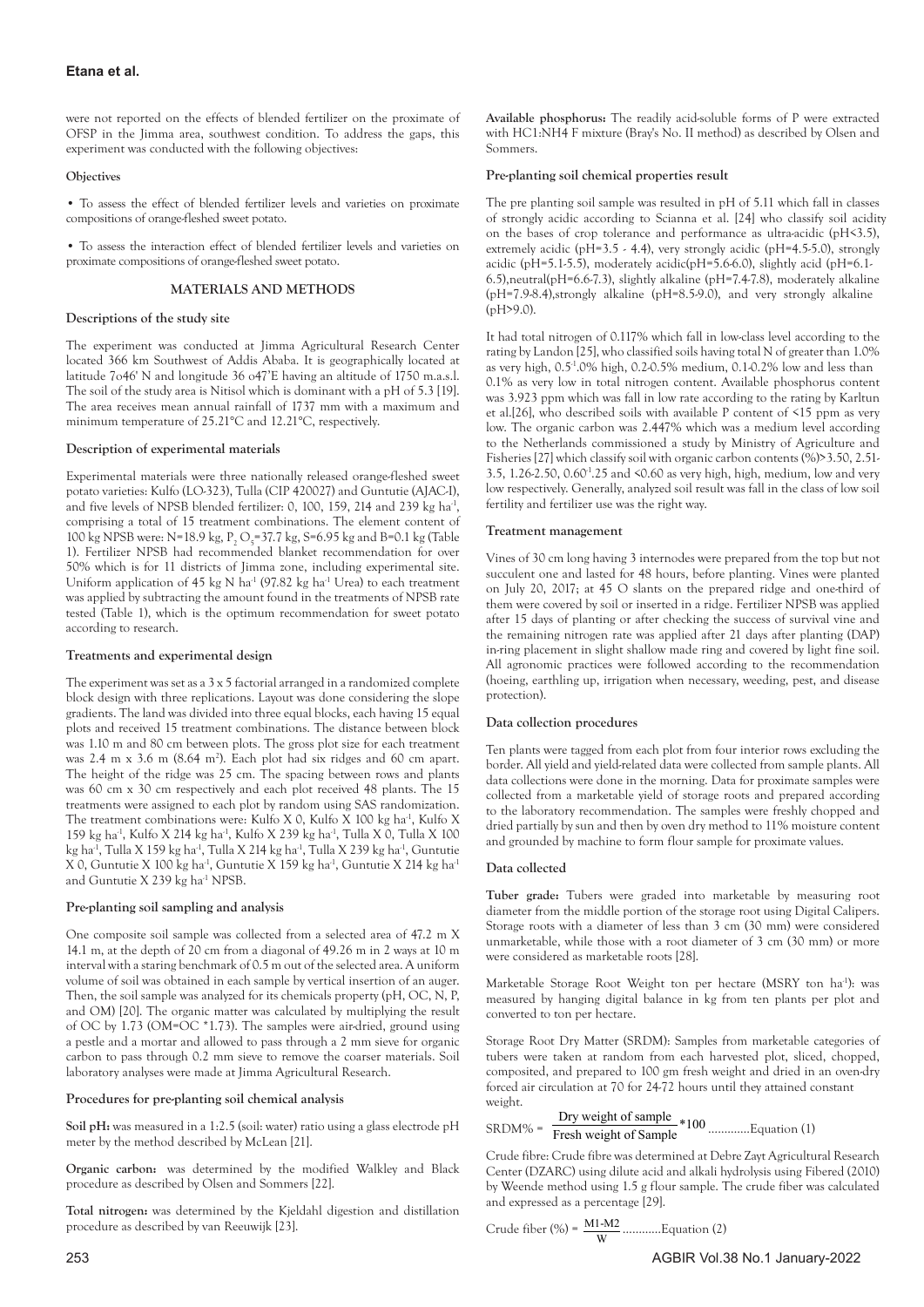were not reported on the effects of blended fertilizer on the proximate of OFSP in the Jimma area, southwest condition. To address the gaps, this experiment was conducted with the following objectives:

### Objectives

- To assess the effect of blended fertilizer levels and varieties on proximate compositions of orange-fleshed sweet potato.
- To assess the interaction effect of blended fertilizer levels and varieties on proximate compositions of orange-fleshed sweet potato.

## MATERIALS AND METHODS

### Descriptions of the study site

The experiment was conducted at Jimma Agricultural Research Center located 366 km Southwest of Addis Ababa. It is geographically located at latitude 7o46' N and longitude 36 o47'E having an altitude of 1750 m.a.s.l. The soil of the study area is Nitisol which is dominant with a pH of 5.3 [19]. The area receives mean annual rainfall of 1737 mm with a maximum and minimum temperature of 25.21°C and 12.21°C, respectively.

### Description of experimental materials

Experimental materials were three nationally released orange-fleshed sweet potato varieties: Kulfo (LO-323), Tulla (CIP 420027) and Guntutie (AJAC-I), and five levels of NPSB blended fertilizer: 0, 100, 159, 214 and 239 kg ha$^{-1}$, comprising a total of 15 treatment combinations. The element content of 100 kg NPSB were: N=18.9 kg, $P_2O_5$=37.7 kg, S=6.95 kg and B=0.1 kg (Table 1). Fertilizer NPSB had recommended blanket recommendation for over 50% which is for 11 districts of Jimma zone, including experimental site. Uniform application of 45 kg N ha$^{-1}$ (97.82 kg ha$^{-1}$ Urea) to each treatment was applied by subtracting the amount found in the treatments of NPSB rate tested (Table 1), which is the optimum recommendation for sweet potato according to research.

### Treatments and experimental design

The experiment was set as a 3 x 5 factorial arranged in a randomized complete block design with three replications. Layout was done considering the slope gradients. The land was divided into three equal blocks, each having 15 equal plots and received 15 treatment combinations. The distance between block was 1.10 m and 80 cm between plots. The gross plot size for each treatment was 2.4 m x 3.6 m (8.64 m$^2$). Each plot had six ridges and 60 cm apart. The height of the ridge was 25 cm. The spacing between rows and plants was 60 cm x 30 cm respectively and each plot received 48 plants. The 15 treatments were assigned to each plot by random using SAS randomization. The treatment combinations were: Kulfo X 0, Kulfo X 100 kg ha$^{-1}$, Kulfo X 159 kg ha$^{-1}$, Kulfo X 214 kg ha$^{-1}$, Kulfo X 239 kg ha$^{-1}$, Tulla X 0, Tulla X 100 kg ha$^{-1}$, Tulla X 159 kg ha$^{-1}$, Tulla X 214 kg ha$^{-1}$, Tulla X 239 kg ha$^{-1}$, Guntutie X 0, Guntutie X 100 kg ha$^{-1}$, Guntutie X 159 kg ha$^{-1}$, Guntutie X 214 kg ha$^{-1}$ and Guntutie X 239 kg ha$^{-1}$ NPSB.

### Pre-planting soil sampling and analysis

One composite soil sample was collected from a selected area of 47.2 m X 14.1 m, at the depth of 20 cm from a diagonal of 49.26 m in 2 ways at 10 m interval with a staring benchmark of 0.5 m out of the selected area. A uniform volume of soil was obtained in each sample by vertical insertion of an auger. Then, the soil sample was analyzed for its chemicals property (pH, OC, N, P, and OM) [20]. The organic matter was calculated by multiplying the result of OC by 1.73 (OM=OC *1.73). The samples were air-dried, ground using a pestle and a mortar and allowed to pass through a 2 mm sieve for organic carbon to pass through 0.2 mm sieve to remove the coarser materials. Soil laboratory analyses were made at Jimma Agricultural Research.

### Procedures for pre-planting soil chemical analysis

**Soil pH:** was measured in a 1:2.5 (soil: water) ratio using a glass electrode pH meter by the method described by McLean [21].

**Organic carbon:** was determined by the modified Walkley and Black procedure as described by Olsen and Sommers [22].

**Total nitrogen:** was determined by the Kjeldahl digestion and distillation procedure as described by van Reeuwijk [23].

**Available phosphorus:** The readily acid-soluble forms of P were extracted with HC1:NH4 F mixture (Bray's No. II method) as described by Olsen and Sommers.

### Pre-planting soil chemical properties result

The pre planting soil sample was resulted in pH of 5.11 which fall in classes of strongly acidic according to Scianna et al. [24] who classify soil acidity on the bases of crop tolerance and performance as ultra-acidic (pH<3.5), extremely acidic (pH=3.5 - 4.4), very strongly acidic (pH=4.5-5.0), strongly acidic (pH=5.1-5.5), moderately acidic(pH=5.6-6.0), slightly acid (pH=6.1-6.5),neutral(pH=6.6-7.3), slightly alkaline (pH=7.4-7.8), moderately alkaline (pH=7.9-8.4),strongly alkaline (pH=8.5-9.0), and very strongly alkaline (pH>9.0).

It had total nitrogen of 0.117% which fall in low-class level according to the rating by Landon [25], who classified soils having total N of greater than 1.0% as very high, 0.5-1.0% high, 0.2-0.5% medium, 0.1-0.2% low and less than 0.1% as very low in total nitrogen content. Available phosphorus content was 3.923 ppm which was fall in low rate according to the rating by Karltun et al.[26], who described soils with available P content of <15 ppm as very low. The organic carbon was 2.447% which was a medium level according to the Netherlands commissioned a study by Ministry of Agriculture and Fisheries [27] which classify soil with organic carbon contents (%)>3.50, 2.51-3.5, 1.26-2.50, 0.60-1.25 and <0.60 as very high, high, medium, low and very low respectively. Generally, analyzed soil result was fall in the class of low soil fertility and fertilizer use was the right way.

### Treatment management

Vines of 30 cm long having 3 internodes were prepared from the top but not succulent one and lasted for 48 hours, before planting. Vines were planted on July 20, 2017; at 45 O slants on the prepared ridge and one-third of them were covered by soil or inserted in a ridge. Fertilizer NPSB was applied after 15 days of planting or after checking the success of survival vine and the remaining nitrogen rate was applied after 21 days after planting (DAP) in-ring placement in slight shallow made ring and covered by light fine soil. All agronomic practices were followed according to the recommendation (hoeing, earthling up, irrigation when necessary, weeding, pest, and disease protection).

### Data collection procedures

Ten plants were tagged from each plot from four interior rows excluding the border. All yield and yield-related data were collected from sample plants. All data collections were done in the morning. Data for proximate samples were collected from a marketable yield of storage roots and prepared according to the laboratory recommendation. The samples were freshly chopped and dried partially by sun and then by oven dry method to 11% moisture content and grounded by machine to form flour sample for proximate values.

### Data collected

**Tuber grade:** Tubers were graded into marketable by measuring root diameter from the middle portion of the storage root using Digital Calipers. Storage roots with a diameter of less than 3 cm (30 mm) were considered unmarketable, while those with a root diameter of 3 cm (30 mm) or more were considered as marketable roots [28].

Marketable Storage Root Weight ton per hectare (MSRY ton ha$^{-1}$): was measured by hanging digital balance in kg from ten plants per plot and converted to ton per hectare.

Storage Root Dry Matter (SRDM): Samples from marketable categories of tubers were taken at random from each harvested plot, sliced, chopped, composited, and prepared to 100 gm fresh weight and dried in an oven-dry forced air circulation at 70 for 24-72 hours until they attained constant weight.

$$\text{SRDM\%} = \frac{\text{Dry weight of sample}}{\text{Fresh weight of Sample}} * 100 \quad \text{.............Equation (1)}$$

Crude fibre: Crude fibre was determined at Debre Zayt Agricultural Research Center (DZARC) using dilute acid and alkali hydrolysis using Fibered (2010) by Weende method using 1.5 g flour sample. The crude fiber was calculated and expressed as a percentage [29].

$$\text{Crude fiber (\%)} = \frac{M1\text{-}M2}{W} \quad \text{............Equation (2)}$$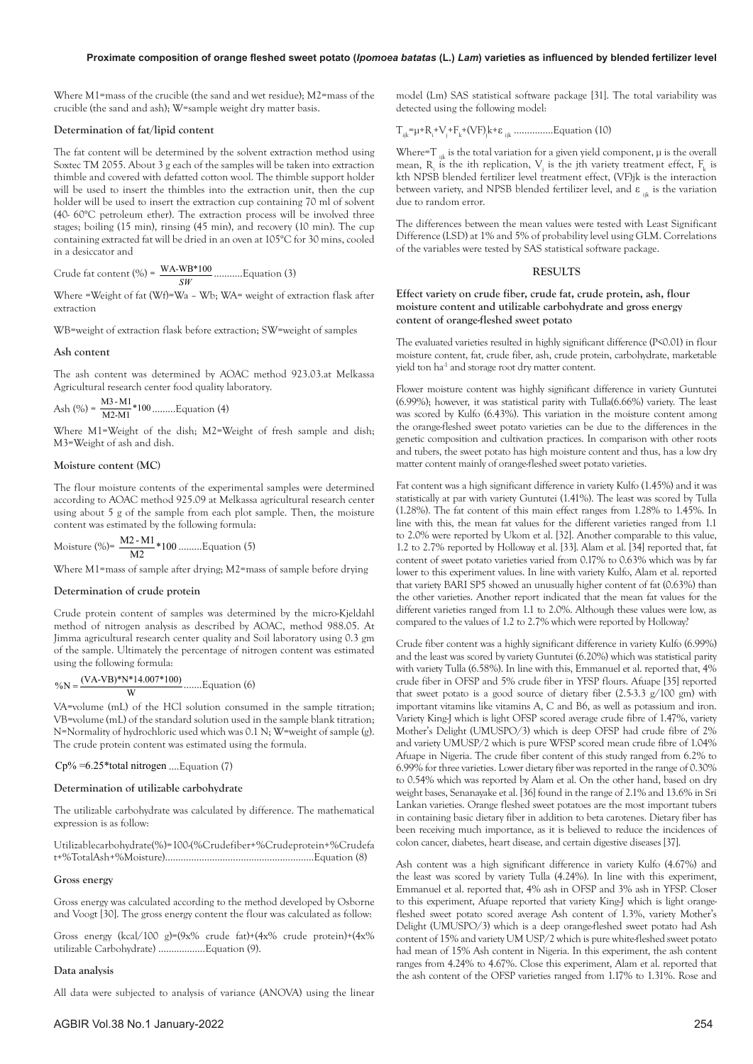Where M1=mass of the crucible (the sand and wet residue); M2=mass of the crucible (the sand and ash); W=sample weight dry matter basis.

### Determination of fat/lipid content

The fat content will be determined by the solvent extraction method using Soxtec TM 2055. About 3 g each of the samples will be taken into extraction thimble and covered with defatted cotton wool. The thimble support holder will be used to insert the thimbles into the extraction unit, then the cup holder will be used to insert the extraction cup containing 70 ml of solvent (40- 60°C petroleum ether). The extraction process will be involved three stages; boiling (15 min), rinsing (45 min), and recovery (10 min). The cup containing extracted fat will be dried in an oven at 105°C for 30 mins, cooled in a desiccator and

$$\text{Crude fat content (\%)} = \frac{WA\text{-}WB*100}{SW} \text{ ...........Equation (3)}$$

Where =Weight of fat (Wf)=Wa – Wb; WA= weight of extraction flask after extraction

WB=weight of extraction flask before extraction; SW=weight of samples

### Ash content

The ash content was determined by AOAC method 923.03.at Melkassa Agricultural research center food quality laboratory.

$$\text{Ash (\%)} = \frac{M3\text{-}M1}{M2\text{-}M1}*100 \text{ .........Equation (4)}$$

Where M1=Weight of the dish; M2=Weight of fresh sample and dish; M3=Weight of ash and dish.

### Moisture content (MC)

The flour moisture contents of the experimental samples were determined according to AOAC method 925.09 at Melkassa agricultural research center using about 5 g of the sample from each plot sample. Then, the moisture content was estimated by the following formula:

$$\text{Moisture (\%)} = \frac{M2\text{ - }M1}{M2}*100 \text{ .........Equation (5)}$$

Where M1=mass of sample after drying; M2=mass of sample before drying

### Determination of crude protein

Crude protein content of samples was determined by the micro-Kjeldahl method of nitrogen analysis as described by AOAC, method 988.05. At Jimma agricultural research center quality and Soil laboratory using 0.3 gm of the sample. Ultimately the percentage of nitrogen content was estimated using the following formula:

$$\%N = \frac{(VA\text{-}VB)*N*14.007*100)}{W} \text{ .......Equation (6)}$$

VA=volume (mL) of the HCl solution consumed in the sample titration; VB=volume (mL) of the standard solution used in the sample blank titration; N=Normality of hydrochloric used which was 0.1 N; W=weight of sample (g). The crude protein content was estimated using the formula.

$$Cp\% = 6.25*\text{total nitrogen} \text{ ....Equation (7)}$$

### Determination of utilizable carbohydrate

The utilizable carbohydrate was calculated by difference. The mathematical expression is as follow:

Utilizablecarbohydrate(%)=100-(%Crudefiber+%Crudeprotein+%Crudefat+%TotalAsh+%Moisture)..........................................................Equation (8)

### Gross energy

Gross energy was calculated according to the method developed by Osborne and Voogt [30]. The gross energy content the flour was calculated as follow:

Gross energy (kcal/100 g)=(9x% crude fat)+(4x% crude protein)+(4x% utilizable Carbohydrate) ..................Equation (9).

### Data analysis

All data were subjected to analysis of variance (ANOVA) using the linear model (Lm) SAS statistical software package [31]. The total variability was detected using the following model:

$$T_{ijk}=\mu+R_i+V_j+F_k+(VF)_jk+\varepsilon_{ijk} \text{ ...............Equation (10)}$$

Where=$T_{ijk}$ is the total variation for a given yield component, μ is the overall mean, $R_i$ is the ith replication, $V_j$ is the jth variety treatment effect, $F_k$ is kth NPSB blended fertilizer level treatment effect, (VF)jk is the interaction between variety, and NPSB blended fertilizer level, and $\varepsilon_{ijk}$ is the variation due to random error.

The differences between the mean values were tested with Least Significant Difference (LSD) at 1% and 5% of probability level using GLM. Correlations of the variables were tested by SAS statistical software package.

## RESULTS

### Effect variety on crude fiber, crude fat, crude protein, ash, flour moisture content and utilizable carbohydrate and gross energy content of orange-fleshed sweet potato

The evaluated varieties resulted in highly significant difference ($P<0.01$) in flour moisture content, fat, crude fiber, ash, crude protein, carbohydrate, marketable yield ton ha$^{-1}$ and storage root dry matter content.

Flower moisture content was highly significant difference in variety Guntutei (6.99%); however, it was statistical parity with Tulla(6.66%) variety. The least was scored by Kulfo (6.43%). This variation in the moisture content among the orange-fleshed sweet potato varieties can be due to the differences in the genetic composition and cultivation practices. In comparison with other roots and tubers, the sweet potato has high moisture content and thus, has a low dry matter content mainly of orange-fleshed sweet potato varieties.

Fat content was a high significant difference in variety Kulfo (1.45%) and it was statistically at par with variety Guntutei (1.41%). The least was scored by Tulla (1.28%). The fat content of this main effect ranges from 1.28% to 1.45%. In line with this, the mean fat values for the different varieties ranged from 1.1 to 2.0% were reported by Ukom et al. [32]. Another comparable to this value, 1.2 to 2.7% reported by Holloway et al. [33]. Alam et al. [34] reported that, fat content of sweet potato varieties varied from 0.17% to 0.63% which was by far lower to this experiment values. In line with variety Kulfo, Alam et al. reported that variety BARI SP5 showed an unusually higher content of fat (0.63%) than the other varieties. Another report indicated that the mean fat values for the different varieties ranged from 1.1 to 2.0%. Although these values were low, as compared to the values of 1.2 to 2.7% which were reported by Holloway?

Crude fiber content was a highly significant difference in variety Kulfo (6.99%) and the least was scored by variety Guntutei (6.20%) which was statistical parity with variety Tulla (6.58%). In line with this, Emmanuel et al. reported that, 4% crude fiber in OFSP and 5% crude fiber in YFSP flours. Afuape [35] reported that sweet potato is a good source of dietary fiber (2.5-3.3 g/100 gm) with important vitamins like vitamins A, C and B6, as well as potassium and iron. Variety King-J which is light OFSP scored average crude fibre of 1.47%, variety Mother's Delight (UMUSPO/3) which is deep OFSP had crude fibre of 2% and variety UMUSP/2 which is pure WFSP scored mean crude fibre of 1.04% Afuape in Nigeria. The crude fiber content of this study ranged from 6.2% to 6.99% for three varieties. Lower dietary fiber was reported in the range of 0.30% to 0.54% which was reported by Alam et al. On the other hand, based on dry weight bases, Senanayake et al. [36] found in the range of 2.1% and 13.6% in Sri Lankan varieties. Orange fleshed sweet potatoes are the most important tubers in containing basic dietary fiber in addition to beta carotenes. Dietary fiber has been receiving much importance, as it is believed to reduce the incidences of colon cancer, diabetes, heart disease, and certain digestive diseases [37].

Ash content was a high significant difference in variety Kulfo (4.67%) and the least was scored by variety Tulla (4.24%). In line with this experiment, Emmanuel et al. reported that, 4% ash in OFSP and 3% ash in YFSP. Closer to this experiment, Afuape reported that variety King-J which is light orange-fleshed sweet potato scored average Ash content of 1.3%, variety Mother's Delight (UMUSPO/3) which is a deep orange-fleshed sweet potato had Ash content of 15% and variety UM USP/2 which is pure white-fleshed sweet potato had mean of 15% Ash content in Nigeria. In this experiment, the ash content ranges from 4.24% to 4.67%. Close this experiment, Alam et al. reported that the ash content of the OFSP varieties ranged from 1.17% to 1.31%. Rose and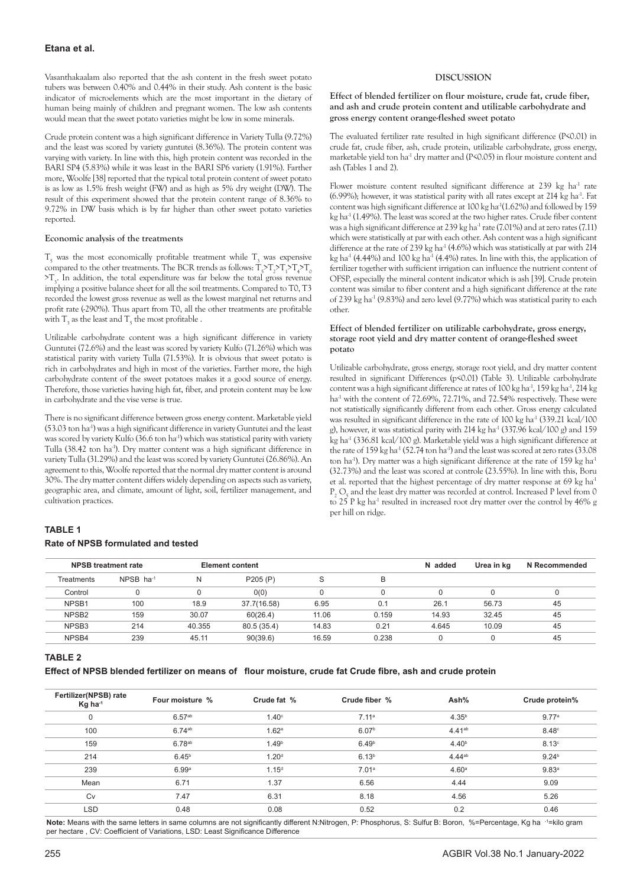Vasanthakaalam also reported that the ash content in the fresh sweet potato tubers was between 0.40% and 0.44% in their study. Ash content is the basic indicator of microelements which are the most important in the dietary of human being mainly of children and pregnant women. The low ash contents would mean that the sweet potato varieties might be low in some minerals.

Crude protein content was a high significant difference in Variety Tulla (9.72%) and the least was scored by variety guntutei (8.36%). The protein content was varying with variety. In line with this, high protein content was recorded in the BARI SP4 (5.83%) while it was least in the BARI SP6 variety (1.91%). Farther more, Woolfe [38] reported that the typical total protein content of sweet potato is as low as 1.5% fresh weight (FW) and as high as 5% dry weight (DW). The result of this experiment showed that the protein content range of 8.36% to 9.72% in DW basis which is by far higher than other sweet potato varieties reported.

### Economic analysis of the treatments

$T_5$ was the most economically profitable treatment while $T_3$ was expensive compared to the other treatments. The BCR trends as follows: $T_5>T_2>T_1>T_4>T_0>T_3$. In addition, the total expenditure was far below the total gross revenue implying a positive balance sheet for all the soil treatments. Compared to T0, T3 recorded the lowest gross revenue as well as the lowest marginal net returns and profit rate (-290%). Thus apart from T0, all the other treatments are profitable with $T_3$ as the least and $T_5$ the most profitable .

Utilizable carbohydrate content was a high significant difference in variety Guntutei (72.6%) and the least was scored by variety Kulfo (71.26%) which was statistical parity with variety Tulla (71.53%). It is obvious that sweet potato is rich in carbohydrates and high in most of the varieties. Farther more, the high carbohydrate content of the sweet potatoes makes it a good source of energy. Therefore, those varieties having high fat, fiber, and protein content may be low in carbohydrate and the vise verse is true.

There is no significant difference between gross energy content. Marketable yield (53.03 ton ha$^{-1}$) was a high significant difference in variety Guntutei and the least was scored by variety Kulfo (36.6 ton ha$^{-1}$) which was statistical parity with variety Tulla (38.42 ton ha$^{-1}$). Dry matter content was a high significant difference in variety Tulla (31.29%) and the least was scored by variety Guntutei (26.86%). An agreement to this, Woolfe reported that the normal dry matter content is around 30%. The dry matter content differs widely depending on aspects such as variety, geographic area, and climate, amount of light, soil, fertilizer management, and cultivation practices.

## DISCUSSION

### Effect of blended fertilizer on flour moisture, crude fat, crude fiber, and ash and crude protein content and utilizable carbohydrate and gross energy content orange-fleshed sweet potato

The evaluated fertilizer rate resulted in high significant difference (P<0.01) in crude fat, crude fiber, ash, crude protein, utilizable carbohydrate, gross energy, marketable yield ton ha$^{-1}$ dry matter and (P<0.05) in flour moisture content and ash (Tables 1 and 2).

Flower moisture content resulted significant difference at 239 kg ha$^{-1}$ rate (6.99%); however, it was statistical parity with all rates except at 214 kg ha$^{-1}$. Fat content was high significant difference at 100 kg ha$^{-1}$(1.62%) and followed by 159 kg ha$^{-1}$ (1.49%). The least was scored at the two higher rates. Crude fiber content was a high significant difference at 239 kg ha$^{-1}$ rate (7.01%) and at zero rates (7.11) which were statistically at par with each other. Ash content was a high significant difference at the rate of 239 kg ha$^{-1}$ (4.6%) which was statistically at par with 214 kg ha$^{-1}$ (4.44%) and 100 kg ha$^{-1}$ (4.4%) rates. In line with this, the application of fertilizer together with sufficient irrigation can influence the nutrient content of OFSP, especially the mineral content indicator which is ash [39]. Crude protein content was similar to fiber content and a high significant difference at the rate of 239 kg ha$^{-1}$ (9.83%) and zero level (9.77%) which was statistical parity to each other.

### Effect of blended fertilizer on utilizable carbohydrate, gross energy, storage root yield and dry matter content of orange-fleshed sweet potato

Utilizable carbohydrate, gross energy, storage root yield, and dry matter content resulted in significant Differences (p<0.01) (Table 3). Utilizable carbohydrate content was a high significant difference at rates of 100 kg ha$^{-1}$, 159 kg ha$^{-1}$, 214 kg ha$^{-1}$ with the content of 72.69%, 72.71%, and 72.54% respectively. These were not statistically significantly different from each other. Gross energy calculated was resulted in significant difference in the rate of 100 kg ha$^{-1}$ (339.21 kcal/100 g), however, it was statistical parity with 214 kg ha$^{-1}$ (337.96 kcal/100 g) and 159 kg ha$^{-1}$ (336.81 kcal/100 g). Marketable yield was a high significant difference at the rate of 159 kg ha$^{-1}$ (52.74 ton ha$^{-1}$) and the least was scored at zero rates (33.08 ton ha$^{-1}$). Dry matter was a high significant difference at the rate of 159 kg ha$^{-1}$ (32.73%) and the least was scored at controle (23.55%). In line with this, Boru et al. reported that the highest percentage of dry matter response at 69 kg ha$^{-1}$ $P_2O_5$ and the least dry matter was recorded at control. Increased P level from 0 to 25 P kg ha$^{-1}$ resulted in increased root dry matter over the control by 46% g per hill on ridge.

**TABLE 1**

**Rate of NPSB formulated and tested**

| NPSB treatment rate | | Element content | | | | N added | Urea in kg | N Recommended |
|---|---|---|---|---|---|---|---|---|
| Treatments | NPSB ha$^{-1}$ | N | P205 (P) | S | B | | | |
| Control | 0 | 0 | 0(0) | 0 | 0 | 0 | 0 | 0 |
| NPSB1 | 100 | 18.9 | 37.7(16.58) | 6.95 | 0.1 | 26.1 | 56.73 | 45 |
| NPSB2 | 159 | 30.07 | 60(26.4) | 11.06 | 0.159 | 14.93 | 32.45 | 45 |
| NPSB3 | 214 | 40.355 | 80.5 (35.4) | 14.83 | 0.21 | 4.645 | 10.09 | 45 |
| NPSB4 | 239 | 45.11 | 90(39.6) | 16.59 | 0.238 | 0 | 0 | 45 |

**TABLE 2**

**Effect of NPSB blended fertilizer on means of flour moisture, crude fat Crude fibre, ash and crude protein**

| Fertilizer(NPSB) rate Kg ha$^{-1}$ | Four moisture % | Crude fat % | Crude fiber % | Ash% | Crude protein% |
|---|---|---|---|---|---|
| 0 | 6.57$^{ab}$ | 1.40$^{c}$ | 7.11$^{a}$ | 4.35$^{b}$ | 9.77$^{a}$ |
| 100 | 6.74$^{ab}$ | 1.62$^{a}$ | 6.07$^{b}$ | 4.41$^{ab}$ | 8.48$^{c}$ |
| 159 | 6.78$^{ab}$ | 1.49$^{b}$ | 6.49$^{b}$ | 4.40$^{b}$ | 8.13$^{c}$ |
| 214 | 6.45$^{b}$ | 1.20$^{d}$ | 6.13$^{b}$ | 4.44$^{ab}$ | 9.24$^{b}$ |
| 239 | 6.99$^{a}$ | 1.15$^{d}$ | 7.01$^{a}$ | 4.60$^{a}$ | 9.83$^{a}$ |
| Mean | 6.71 | 1.37 | 6.56 | 4.44 | 9.09 |
| Cv | 7.47 | 6.31 | 8.18 | 4.56 | 5.26 |
| LSD | 0.48 | 0.08 | 0.52 | 0.2 | 0.46 |

**Note:** Means with the same letters in same columns are not significantly different N:Nitrogen, P: Phosphorus, S: Sulfur B: Boron, %=Percentage, Kg ha$^{-1}$=kilo gram per hectare , CV: Coefficient of Variations, LSD: Least Significance Difference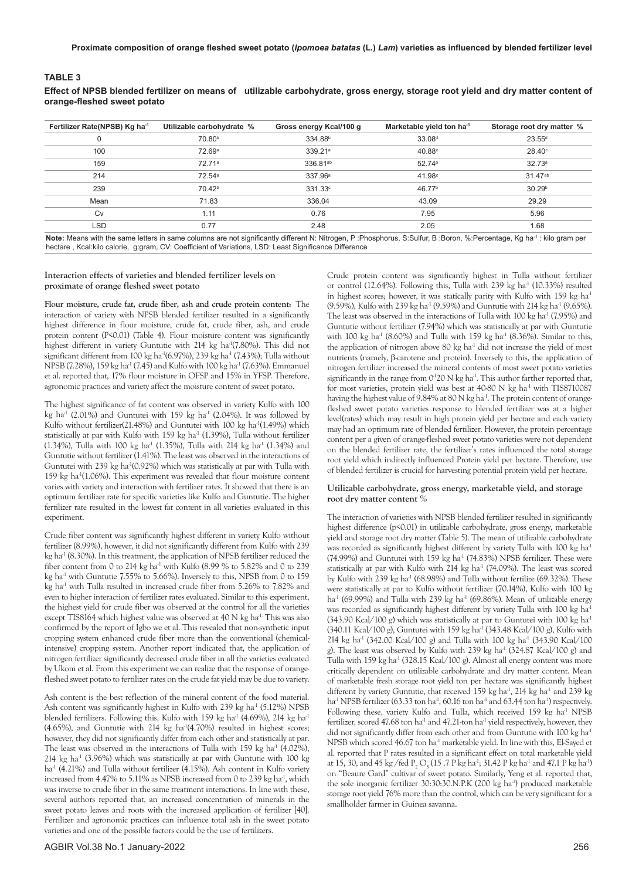**TABLE 3**

**Effect of NPSB blended fertilizer on means of utilizable carbohydrate, gross energy, storage root yield and dry matter content of orange-fleshed sweet potato**

| Fertilizer Rate(NPSB) Kg $ha^{-1}$ | Utilizable carbohydrate % | Gross energy Kcal/100 g | Marketable yield ton $ha^{-1}$ | Storage root dry matter % |
|---|---|---|---|---|
| 0 | 70.80[b] | 334.88[b] | 33.08[d] | 23.55[d] |
| 100 | 72.69[a] | 339.21[a] | 40.88[c] | 28.40[c] |
| 159 | 72.71[a] | 336.81[ab] | 52.74[a] | 32.73[a] |
| 214 | 72.54[a] | 337.96[a] | 41.98[c] | 31.47[ab] |
| 239 | 70.42[b] | 331.33[c] | 46.77[b] | 30.29[b] |
| Mean | 71.83 | 336.04 | 43.09 | 29.29 |
| Cv | 1.11 | 0.76 | 7.95 | 5.96 |
| LSD | 0.77 | 2.48 | 2.05 | 1.68 |

**Note:** Means with the same letters in same columns are not significantly different N: Nitrogen, P :Phosphorus, S:Sulfur, B :Boron, %:Percentage, Kg $ha^{-1}$ : kilo gram per hectare , Kcal:kilo calorie, g:gram, CV: Coefficient of Variations, LSD: Least Significance Difference

### Interaction effects of varieties and blended fertilizer levels on proximate of orange fleshed sweet potato

**Flour moisture, crude fat, crude fiber, ash and crude protein content:** The interaction of variety with NPSB blended fertilizer resulted in a significantly highest difference in flour moisture, crude fat, crude fiber, ash, and crude protein content (P<0.01) (Table 4). Flour moisture content was significantly highest different in variety Guntuite with 214 kg $ha^{-1}$(7.80%). This did not significant different from 100 kg $ha^{-1}$(6.97%), 239 kg $ha^{-1}$ (7.43%); Tulla without NPSB (7.28%), 159 kg $ha^{-1}$ (7.45) and Kulfo with 100 kg $ha^{-1}$ (7.63%). Emmanuel et al. reported that, 17% flour moisture in OFSP and 15% in YFSP. Therefore, agronomic practices and variety affect the moisture content of sweet potato.

The highest significance of fat content was observed in variety Kulfo with 100 kg $ha^{-1}$ (2.01%) and Guntutei with 159 kg $ha^{-1}$ (2.04%). It was followed by Kulfo without fertilizer(21.48%) and Guntutei with 100 kg $ha^{-1}$(1.49%) which statistically at par with Kulfo with 159 kg $ha^{-1}$ (1.39%), Tulla without fertilizer (1.34%), Tulla with 100 kg $ha^{-1}$ (1.35%), Tulla with 214 kg $ha^{-1}$ (1.34%) and Guntutie without fertilizer (1.41%). The least was observed in the interactions of Guntutei with 239 kg $ha^{-1}$(0.92%) which was statistically at par with Tulla with 159 kg $ha^{-1}$(1.06%). This experiment was revealed that flour moisture content varies with variety and interaction with fertilizer rates. It showed that there is an optimum fertilizer rate for specific varieties like Kulfo and Guntutie. The higher fertilizer rate resulted in the lowest fat content in all varieties evaluated in this experiment.

Crude fiber content was significantly highest different in variety Kulfo without fertilizer (8.99%), however, it did not significantly different from Kulfo with 239 kg $ha^{-1}$ (8.30%). In this treatment, the application of NPSB fertilizer reduced the fiber content from 0 to 214 kg $ha^{-1}$ with Kulfo (8.99 % to 5.82% and 0 to 239 kg $ha^{-1}$ with Guntutie 7.55% to 5.66%). Inversely to this, NPSB from 0 to 159 kg $ha^{-1}$ with Tulla resulted in increased crude fiber from 5.26% to 7.82% and even to higher interaction of fertilizer rates evaluated. Similar to this experiment, the highest yield for crude fiber was observed at the control for all the varieties except TIS8164 which highest value was observed at 40 N kg $ha^{-1}$. This was also confirmed by the report of Igbo we et al. This revealed that non-synthetic input cropping system enhanced crude fiber more than the conventional (chemical-intensive) cropping system. Another report indicated that, the application of nitrogen fertilizer significantly decreased crude fiber in all the varieties evaluated by Ukom et al. From this experiment we can realize that the response of orange-fleshed sweet potato to fertilizer rates on the crude fat yield may be due to variety.

Ash content is the best reflection of the mineral content of the food material. Ash content was significantly highest in Kulfo with 239 kg $ha^{-1}$ (5.12%) NPSB blended fertilizers. Following this, Kulfo with 159 kg $ha^{-1}$ (4.69%), 214 kg $ha^{-1}$ (4.65%), and Guntutie with 214 kg $ha^{-1}$(4.70%) resulted in highest scores; however, they did not significantly differ from each other and statistically at par. The least was observed in the interactions of Tulla with 159 kg $ha^{-1}$ (4.02%), 214 kg $ha^{-1}$ (3.96%) which was statistically at par with Guntutie with 100 kg $ha^{-1}$ (4.21%) and Tulla without fertilizer (4.15%). Ash content in Kulfo variety increased from 4.47% to 5.11% as NPSB increased from 0 to 239 kg $ha^{-1}$, which was inverse to crude fiber in the same treatment interactions. In line with these, several authors reported that, an increased concentration of minerals in the sweet potato leaves and roots with the increased application of fertilizer [40]. Fertilizer and agronomic practices can influence total ash in the sweet potato varieties and one of the possible factors could be the use of fertilizers.

Crude protein content was significantly highest in Tulla without fertilizer or control (12.64%). Following this, Tulla with 239 kg $ha^{-1}$ (10.33%) resulted in highest scores; however, it was statically parity with Kulfo with 159 kg $ha^{-1}$ (9.59%), Kulfo with 239 kg $ha^{-1}$ (9.59%) and Guntutie with 214 kg $ha^{-1}$ (9.65%). The least was observed in the interactions of Tulla with 100 kg $ha^{-1}$ (7.95%) and Guntutie without fertilizer (7.94%) which was statistically at par with Guntutie with 100 kg $ha^{-1}$ (8.60%) and Tulla with 159 kg $ha^{-1}$ (8.36%). Similar to this, the application of nitrogen above 80 kg $ha^{-1}$ did not increase the yield of most nutrients (namely, β-carotene and protein). Inversely to this, the application of nitrogen fertilizer increased the mineral contents of most sweet potato varieties significantly in the range from 0-120 N kg $ha^{-1}$. This author farther reported that, for most varieties, protein yield was best at 40-80 N kg $ha^{-1}$ with TIS8710087 having the highest value of 9.84% at 80 N kg $ha^{-1}$. The protein content of orange-fleshed sweet potato varieties response to blended fertilizer was at a higher level(rates) which may result in high protein yield per hectare and each variety may had an optimum rate of blended fertilizer. However, the protein percentage content per a given of orange-fleshed sweet potato varieties were not dependent on the blended fertilizer rate, the fertilizer's rates influenced the total storage root yield which indirectly influenced Protein yield per hectare. Therefore, use of blended fertilizer is crucial for harvesting potential protein yield per hectare.

### Utilizable carbohydrate, gross energy, marketable yield, and storage root dry matter content %

The interaction of varieties with NPSB blended fertilizer resulted in significantly highest difference (p<0.01) in utilizable carbohydrate, gross energy, marketable yield and storage root dry matter (Table 5). The mean of utilizable carbohydrate was recorded as significantly highest different by variety Tulla with 100 kg $ha^{-1}$ (74.99%) and Guntutei with 159 kg $ha^{-1}$ (74.83%) NPSB fertilizer. These were statistically at par with Kulfo with 214 kg $ha^{-1}$ (74.09%). The least was scored by Kulfo with 239 kg $ha^{-1}$ (68.98%) and Tulla without fertilize (69.32%). These were statistically at par to Kulfo without fertilizer (70.14%), Kulfo with 100 kg $ha^{-1}$ (69.99%) and Tulla with 239 kg $ha^{-1}$ (69.86%). Mean of utilizable energy was recorded as significantly highest different by variety Tulla with 100 kg $ha^{-1}$ (343.90 Kcal/100 g) which was statistically at par to Guntutei with 100 kg $ha^{-1}$ (340.11 Kcal/100 g), Guntutei with 159 kg $ha^{-1}$ (343.48 Kcal/100 g), Kulfo with 214 kg $ha^{-1}$ (342.00 Kcal/100 g) and Tulla with 100 kg $ha^{-1}$ (343.90 Kcal/100 g). The least was observed by Kulfo with 239 kg $ha^{-1}$ (324.87 Kcal/100 g) and Tulla with 159 kg $ha^{-1}$ (328.15 Kcal/100 g). Almost all energy content was more critically dependent on utilizable carbohydrate and dry matter content. Mean of marketable fresh storage root yield ton per hectare was significantly highest different by variety Guntutie, that received 159 kg $ha^{-1}$, 214 kg $ha^{-1}$ and 239 kg $ha^{-1}$ NPSB fertilizer (63.33 ton $ha^{-1}$, 60.16 ton $ha^{-1}$ and 63.44 ton $ha^{-1}$) respectively. Following these, variety Kulfo and Tulla, which received 159 kg $ha^{-1}$ NPSB fertilizer, scored 47.68 ton $ha^{-1}$ and 47.21-ton $ha^{-1}$ yield respectively, however, they did not significantly differ from each other and from Guntutie with 100 kg $ha^{-1}$ NPSB which scored 46.67 ton $ha^{-1}$ marketable yield. In line with this, El-Sayed et al. reported that P rates resulted in a significant effect on total marketable yield at 15, 30, and 45 kg /fed $P_2O_5$ (15 .7 P kg $ha^{-1}$; 31.42 P kg $ha^{-1}$ and 47.1 P kg $ha^{-1}$) on "Beaure Gard" cultivar of sweet potato. Similarly, Yeng et al. reported that, the sole inorganic fertilizer 30:30:30.N.P.K (200 kg $ha^{-1}$) produced marketable storage root yield 76% more than the control, which can be very significant for a smallholder farmer in Guinea savanna.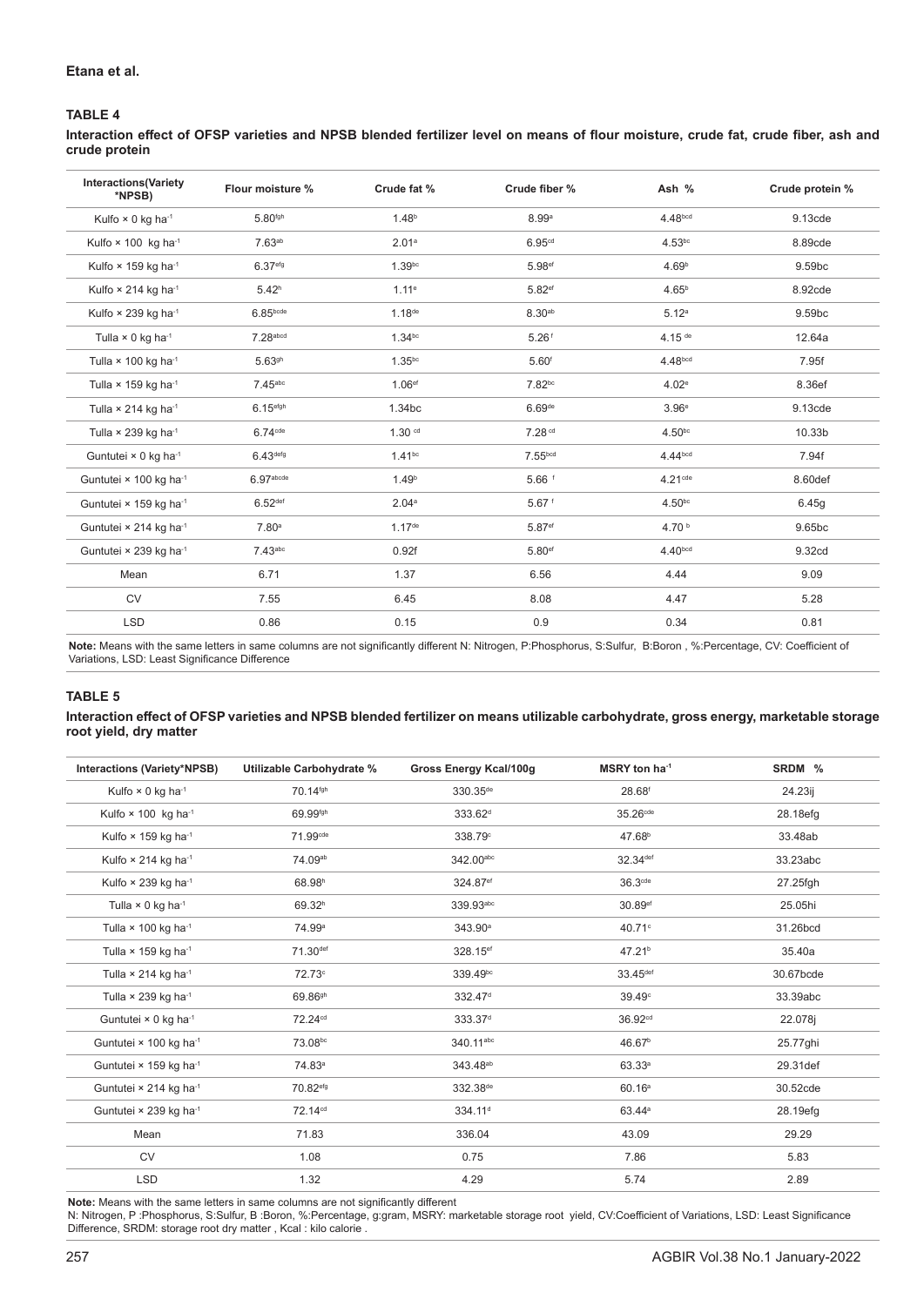### TABLE 4

**Interaction effect of OFSP varieties and NPSB blended fertilizer level on means of flour moisture, crude fat, crude fiber, ash and crude protein**

| Interactions(Variety *NPSB) | Flour moisture % | Crude fat % | Crude fiber % | Ash % | Crude protein % |
|---|---|---|---|---|---|
| Kulfo × 0 kg ha$^{-1}$ | 5.80$^{fgh}$ | 1.48$^{b}$ | 8.99$^{a}$ | 4.48$^{bcd}$ | 9.13cde |
| Kulfo × 100 kg ha$^{-1}$ | 7.63$^{ab}$ | 2.01$^{a}$ | 6.95$^{cd}$ | 4.53$^{bc}$ | 8.89cde |
| Kulfo × 159 kg ha$^{-1}$ | 6.37$^{efg}$ | 1.39$^{bc}$ | 5.98$^{ef}$ | 4.69$^{b}$ | 9.59bc |
| Kulfo × 214 kg ha$^{-1}$ | 5.42$^{h}$ | 1.11$^{e}$ | 5.82$^{ef}$ | 4.65$^{b}$ | 8.92cde |
| Kulfo × 239 kg ha$^{-1}$ | 6.85$^{bcde}$ | 1.18$^{de}$ | 8.30$^{ab}$ | 5.12$^{a}$ | 9.59bc |
| Tulla × 0 kg ha$^{-1}$ | 7.28$^{abcd}$ | 1.34$^{bc}$ | 5.26$^{f}$ | 4.15$^{de}$ | 12.64a |
| Tulla × 100 kg ha$^{-1}$ | 5.63$^{gh}$ | 1.35$^{bc}$ | 5.60$^{f}$ | 4.48$^{bcd}$ | 7.95f |
| Tulla × 159 kg ha$^{-1}$ | 7.45$^{abc}$ | 1.06$^{ef}$ | 7.82$^{bc}$ | 4.02$^{e}$ | 8.36ef |
| Tulla × 214 kg ha$^{-1}$ | 6.15$^{efgh}$ | 1.34bc | 6.69$^{de}$ | 3.96$^{e}$ | 9.13cde |
| Tulla × 239 kg ha$^{-1}$ | 6.74$^{cde}$ | 1.30$^{cd}$ | 7.28$^{cd}$ | 4.50$^{bc}$ | 10.33b |
| Guntutei × 0 kg ha$^{-1}$ | 6.43$^{defg}$ | 1.41$^{bc}$ | 7.55$^{bcd}$ | 4.44$^{bcd}$ | 7.94f |
| Guntutei × 100 kg ha$^{-1}$ | 6.97$^{abcde}$ | 1.49$^{b}$ | 5.66$^{f}$ | 4.21$^{cde}$ | 8.60def |
| Guntutei × 159 kg ha$^{-1}$ | 6.52$^{def}$ | 2.04$^{a}$ | 5.67$^{f}$ | 4.50$^{bc}$ | 6.45g |
| Guntutei × 214 kg ha$^{-1}$ | 7.80$^{a}$ | 1.17$^{de}$ | 5.87$^{ef}$ | 4.70$^{b}$ | 9.65bc |
| Guntutei × 239 kg ha$^{-1}$ | 7.43$^{abc}$ | 0.92f | 5.80$^{ef}$ | 4.40$^{bcd}$ | 9.32cd |
| Mean | 6.71 | 1.37 | 6.56 | 4.44 | 9.09 |
| CV | 7.55 | 6.45 | 8.08 | 4.47 | 5.28 |
| LSD | 0.86 | 0.15 | 0.9 | 0.34 | 0.81 |

**Note:** Means with the same letters in same columns are not significantly different N: Nitrogen, P:Phosphorus, S:Sulfur, B:Boron , %:Percentage, CV: Coefficient of Variations, LSD: Least Significance Difference

### TABLE 5

**Interaction effect of OFSP varieties and NPSB blended fertilizer on means utilizable carbohydrate, gross energy, marketable storage root yield, dry matter**

| Interactions (Variety*NPSB) | Utilizable Carbohydrate % | Gross Energy Kcal/100g | MSRY ton ha$^{-1}$ | SRDM % |
|---|---|---|---|---|
| Kulfo × 0 kg ha$^{-1}$ | 70.14$^{fgh}$ | 330.35$^{de}$ | 28.68$^{f}$ | 24.23ij |
| Kulfo × 100 kg ha$^{-1}$ | 69.99$^{fgh}$ | 333.62$^{d}$ | 35.26$^{cde}$ | 28.18efg |
| Kulfo × 159 kg ha$^{-1}$ | 71.99$^{cde}$ | 338.79$^{c}$ | 47.68$^{b}$ | 33.48ab |
| Kulfo × 214 kg ha$^{-1}$ | 74.09$^{ab}$ | 342.00$^{abc}$ | 32.34$^{def}$ | 33.23abc |
| Kulfo × 239 kg ha$^{-1}$ | 68.98$^{h}$ | 324.87$^{ef}$ | 36.3$^{cde}$ | 27.25fgh |
| Tulla × 0 kg ha$^{-1}$ | 69.32$^{h}$ | 339.93$^{abc}$ | 30.89$^{ef}$ | 25.05hi |
| Tulla × 100 kg ha$^{-1}$ | 74.99$^{a}$ | 343.90$^{a}$ | 40.71$^{c}$ | 31.26bcd |
| Tulla × 159 kg ha$^{-1}$ | 71.30$^{def}$ | 328.15$^{ef}$ | 47.21$^{b}$ | 35.40a |
| Tulla × 214 kg ha$^{-1}$ | 72.73$^{c}$ | 339.49$^{bc}$ | 33.45$^{def}$ | 30.67bcde |
| Tulla × 239 kg ha$^{-1}$ | 69.86$^{gh}$ | 332.47$^{d}$ | 39.49$^{c}$ | 33.39abc |
| Guntutei × 0 kg ha$^{-1}$ | 72.24$^{cd}$ | 333.37$^{d}$ | 36.92$^{cd}$ | 22.078j |
| Guntutei × 100 kg ha$^{-1}$ | 73.08$^{bc}$ | 340.11$^{abc}$ | 46.67$^{b}$ | 25.77ghi |
| Guntutei × 159 kg ha$^{-1}$ | 74.83$^{a}$ | 343.48$^{ab}$ | 63.33$^{a}$ | 29.31def |
| Guntutei × 214 kg ha$^{-1}$ | 70.82$^{efg}$ | 332.38$^{de}$ | 60.16$^{a}$ | 30.52cde |
| Guntutei × 239 kg ha$^{-1}$ | 72.14$^{cd}$ | 334.11$^{d}$ | 63.44$^{a}$ | 28.19efg |
| Mean | 71.83 | 336.04 | 43.09 | 29.29 |
| CV | 1.08 | 0.75 | 7.86 | 5.83 |
| LSD | 1.32 | 4.29 | 5.74 | 2.89 |

**Note:** Means with the same letters in same columns are not significantly different
N: Nitrogen, P :Phosphorus, S:Sulfur, B :Boron, %:Percentage, g:gram, MSRY: marketable storage root yield, CV:Coefficient of Variations, LSD: Least Significance Difference, SRDM: storage root dry matter , Kcal : kilo calorie .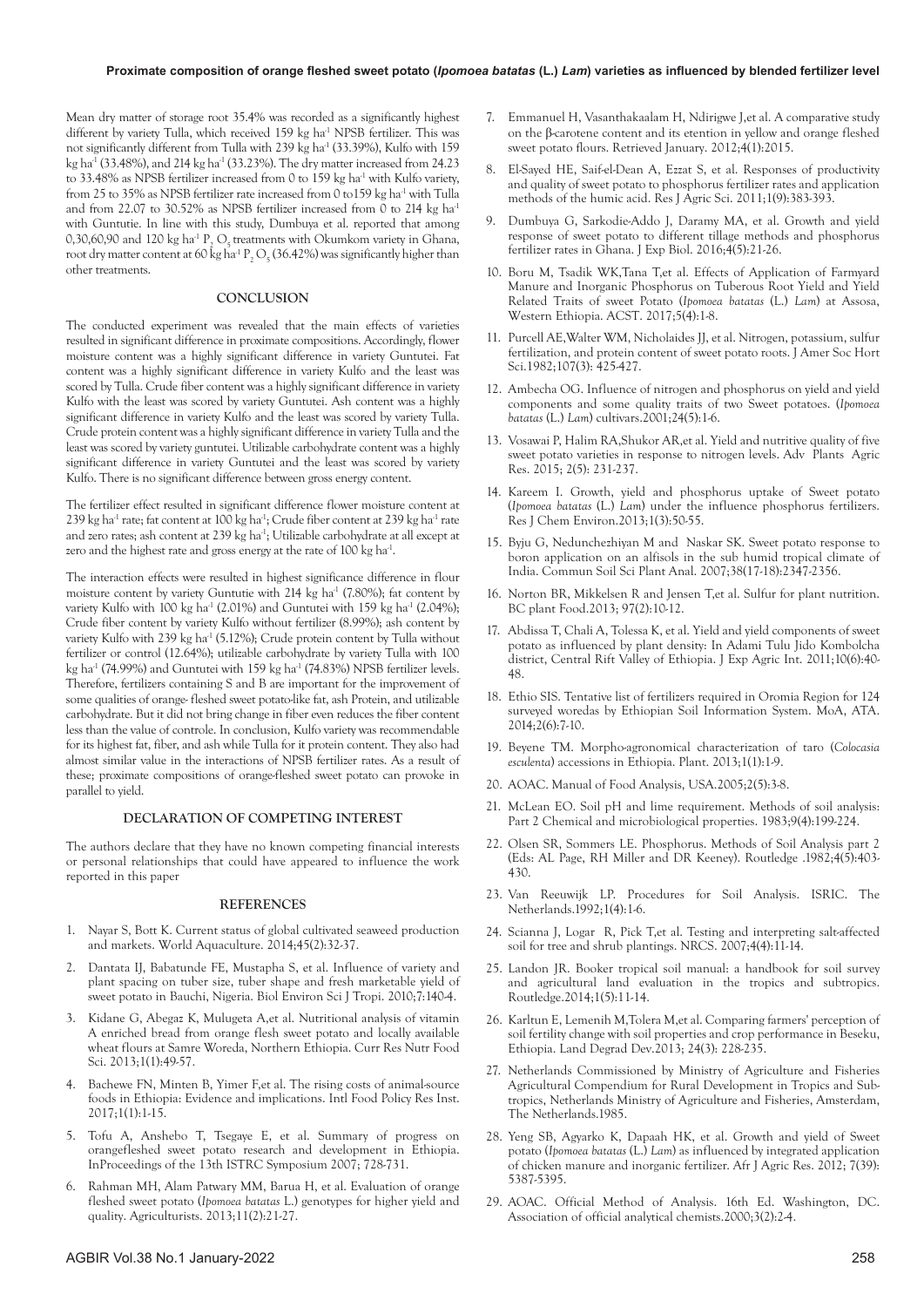Mean dry matter of storage root 35.4% was recorded as a significantly highest different by variety Tulla, which received 159 kg ha$^{-1}$ NPSB fertilizer. This was not significantly different from Tulla with 239 kg ha$^{-1}$ (33.39%), Kulfo with 159 kg ha$^{-1}$ (33.48%), and 214 kg ha$^{-1}$ (33.23%). The dry matter increased from 24.23 to 33.48% as NPSB fertilizer increased from 0 to 159 kg ha$^{-1}$ with Kulfo variety, from 25 to 35% as NPSB fertilizer rate increased from 0 to159 kg ha$^{-1}$ with Tulla and from 22.07 to 30.52% as NPSB fertilizer increased from 0 to 214 kg ha$^{-1}$ with Guntute. In line with this study, Dumbuya et al. reported that among 0,30,60,90 and 120 kg ha$^{-1}$ $P_2O_5$ treatments with Okumkom variety in Ghana, root dry matter content at 60 kg ha$^{-1}$ $P_2O_5$ (36.42%) was significantly higher than other treatments.

## CONCLUSION

The conducted experiment was revealed that the main effects of varieties resulted in significant difference in proximate compositions. Accordingly, flower moisture content was a highly significant difference in variety Guntutei. Fat content was a highly significant difference in variety Kulfo and the least was scored by Tulla. Crude fiber content was a highly significant difference in variety Kulfo with the least was scored by variety Guntutei. Ash content was a highly significant difference in variety Kulfo and the least was scored by variety Tulla. Crude protein content was a highly significant difference in variety Tulla and the least was scored by variety guntutei. Utilizable carbohydrate content was a highly significant difference in variety Guntutei and the least was scored by variety Kulfo. There is no significant difference between gross energy content.

The fertilizer effect resulted in significant difference flower moisture content at 239 kg ha$^{-1}$ rate; fat content at 100 kg ha$^{-1}$; Crude fiber content at 239 kg ha$^{-1}$ rate and zero rates; ash content at 239 kg ha$^{-1}$; Utilizable carbohydrate at all except at zero and the highest rate and gross energy at the rate of 100 kg ha$^{-1}$.

The interaction effects were resulted in highest significance difference in flour moisture content by variety Guntutie with 214 kg ha$^{-1}$ (7.80%); fat content by variety Kulfo with 100 kg ha$^{-1}$ (2.01%) and Guntutei with 159 kg ha$^{-1}$ (2.04%); Crude fiber content by variety Kulfo without fertilizer (8.99%); ash content by variety Kulfo with 239 kg ha$^{-1}$ (5.12%); Crude protein content by Tulla without fertilizer or control (12.64%); utilizable carbohydrate by variety Tulla with 100 kg ha$^{-1}$ (74.99%) and Guntutei with 159 kg ha$^{-1}$ (74.83%) NPSB fertilizer levels. Therefore, fertilizers containing S and B are important for the improvement of some qualities of orange- fleshed sweet potato-like fat, ash Protein, and utilizable carbohydrate. But it did not bring change in fiber even reduces the fiber content less than the value of controle. In conclusion, Kulfo variety was recommendable for its highest fat, fiber, and ash while Tulla for it protein content. They also had almost similar value in the interactions of NPSB fertilizer rates. As a result of these; proximate compositions of orange-fleshed sweet potato can provoke in parallel to yield.

## DECLARATION OF COMPETING INTEREST

The authors declare that they have no known competing financial interests or personal relationships that could have appeared to influence the work reported in this paper

## REFERENCES

1. Nayar S, Bott K. Current status of global cultivated seaweed production and markets. World Aquaculture. 2014;45(2):32-37.
2. Dantata IJ, Babatunde FE, Mustapha S, et al. Influence of variety and plant spacing on tuber size, tuber shape and fresh marketable yield of sweet potato in Bauchi, Nigeria. Biol Environ Sci J Tropi. 2010;7:140-4.
3. Kidane G, Abegaz K, Mulugeta A,et al. Nutritional analysis of vitamin A enriched bread from orange flesh sweet potato and locally available wheat flours at Samre Woreda, Northern Ethiopia. Curr Res Nutr Food Sci. 2013;1(1):49-57.
4. Bachewe FN, Minten B, Yimer F,et al. The rising costs of animal-source foods in Ethiopia: Evidence and implications. Intl Food Policy Res Inst. 2017;1(1):1-15.
5. Tofu A, Anshebo T, Tsegaye E, et al. Summary of progress on orangefleshed sweet potato research and development in Ethiopia. InProceedings of the 13th ISTRC Symposium 2007; 728-731.
6. Rahman MH, Alam Patwary MM, Barua H, et al. Evaluation of orange fleshed sweet potato (*Ipomoea batatas* L.) genotypes for higher yield and quality. Agriculturists. 2013;11(2):21-27.
7. Emmanuel H, Vasanthakaalam H, Ndirigwe J,et al. A comparative study on the β-carotene content and its etention in yellow and orange fleshed sweet potato flours. Retrieved January. 2012;4(1):2015.
8. El-Sayed HE, Saif-el-Dean A, Ezzat S, et al. Responses of productivity and quality of sweet potato to phosphorus fertilizer rates and application methods of the humic acid. Res J Agric Sci. 2011;1(9):383-393.
9. Dumbuya G, Sarkodie-Addo J, Daramy MA, et al. Growth and yield response of sweet potato to different tillage methods and phosphorus fertilizer rates in Ghana. J Exp Biol. 2016;4(5):21-26.
10. Boru M, Tsadik WK,Tana T,et al. Effects of Application of Farmyard Manure and Inorganic Phosphorus on Tuberous Root Yield and Yield Related Traits of sweet Potato (*Ipomoea batatas* (L.) *Lam*) at Assosa, Western Ethiopia. ACST. 2017;5(4):1-8.
11. Purcell AE,Walter WM, Nicholaides JJ, et al. Nitrogen, potassium, sulfur fertilization, and protein content of sweet potato roots. J Amer Soc Hort Sci.1982;107(3): 425-427.
12. Ambecha OG. Influence of nitrogen and phosphorus on yield and yield components and some quality traits of two Sweet potatoes. (*Ipomoea batatas* (L.) *Lam*) cultivars.2001;24(5):1-6.
13. Vosawai P, Halim RA,Shukor AR,et al. Yield and nutritive quality of five sweet potato varieties in response to nitrogen levels. Adv Plants Agric Res. 2015; 2(5): 231-237.
14. Kareem I. Growth, yield and phosphorus uptake of Sweet potato (*Ipomoea batatas* (L.) *Lam*) under the influence phosphorus fertilizers. Res J Chem Environ.2013;1(3):50-55.
15. Byju G, Nedunchezhiyan M and Naskar SK. Sweet potato response to boron application on an alfisols in the sub humid tropical climate of India. Commun Soil Sci Plant Anal. 2007;38(17-18):2347-2356.
16. Norton BR, Mikkelsen R and Jensen T,et al. Sulfur for plant nutrition. BC plant Food.2013; 97(2):10-12.
17. Abdissa T, Chali A, Tolessa K, et al. Yield and yield components of sweet potato as influenced by plant density: In Adami Tulu Jido Kombolcha district, Central Rift Valley of Ethiopia. J Exp Agric Int. 2011;10(6):40-48.
18. Ethio SIS. Tentative list of fertilizers required in Oromia Region for 124 surveyed woredas by Ethiopian Soil Information System. MoA, ATA. 2014;2(6):7-10.
19. Beyene TM. Morpho-agronomical characterization of taro (*Colocasia esculenta*) accessions in Ethiopia. Plant. 2013;1(1):1-9.
20. AOAC. Manual of Food Analysis, USA.2005;2(5):3-8.
21. McLean EO. Soil pH and lime requirement. Methods of soil analysis: Part 2 Chemical and microbiological properties. 1983;9(4):199-224.
22. Olsen SR, Sommers LE. Phosphorus. Methods of Soil Analysis part 2 (Eds: AL Page, RH Miller and DR Keeney). Routledge .1982;4(5):403-430.
23. Van Reeuwijk LP. Procedures for Soil Analysis. ISRIC. The Netherlands.1992;1(4):1-6.
24. Scianna J, Logar R, Pick T,et al. Testing and interpreting salt-affected soil for tree and shrub plantings. NRCS. 2007;4(4):11-14.
25. Landon JR. Booker tropical soil manual: a handbook for soil survey and agricultural land evaluation in the tropics and subtropics. Routledge.2014;1(5):11-14.
26. Karltun E, Lemenih M,Tolera M,et al. Comparing farmers' perception of soil fertility change with soil properties and crop performance in Beseku, Ethiopia. Land Degrad Dev.2013; 24(3): 228-235.
27. Netherlands Commissioned by Ministry of Agriculture and Fisheries Agricultural Compendium for Rural Development in Tropics and Subtropics, Netherlands Ministry of Agriculture and Fisheries, Amsterdam, The Netherlands.1985.
28. Yeng SB, Agyarko K, Dapaah HK, et al. Growth and yield of Sweet potato (*Ipomoea batatas* (L.) *Lam*) as influenced by integrated application of chicken manure and inorganic fertilizer. Afr J Agric Res. 2012; 7(39): 5387-5395.
29. AOAC. Official Method of Analysis. 16th Ed. Washington, DC. Association of official analytical chemists.2000;3(2):2-4.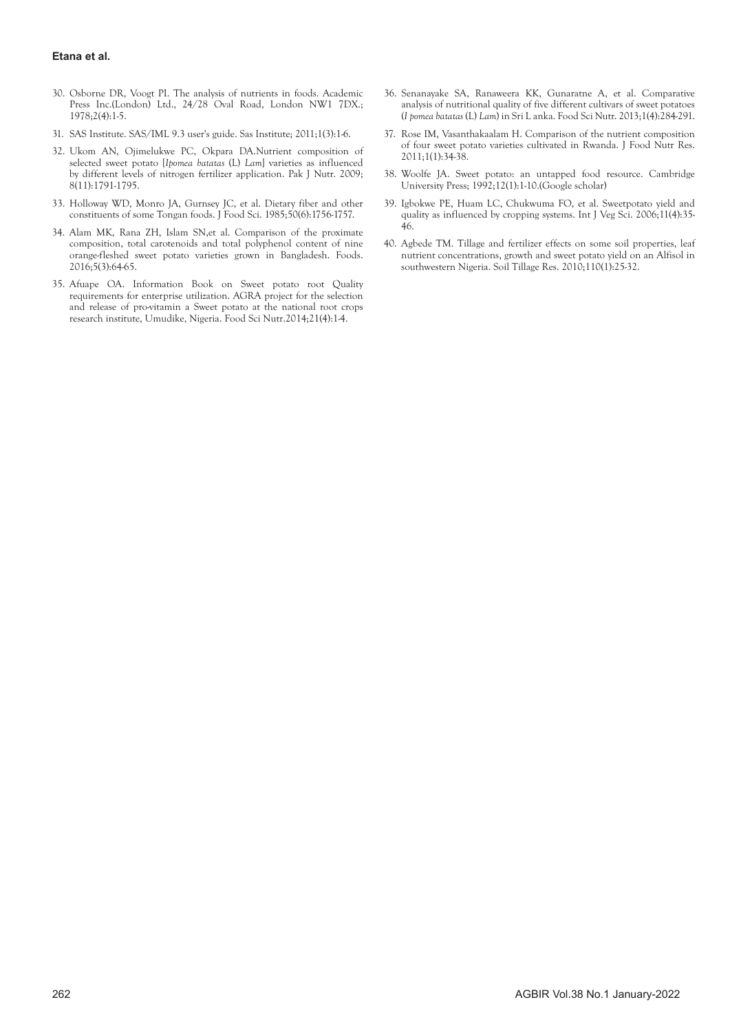30. Osborne DR, Voogt PI. The analysis of nutrients in foods. Academic Press Inc.(London) Ltd., 24/28 Oval Road, London NW1 7DX.; 1978;2(4):1-5.

31. SAS Institute. SAS/IML 9.3 user's guide. Sas Institute; 2011;1(3):1-6.

32. Ukom AN, Ojimelukwe PC, Okpara DA.Nutrient composition of selected sweet potato [*Ipomea batatas* (L) *Lam*] varieties as influenced by different levels of nitrogen fertilizer application. Pak J Nutr. 2009; 8(11):1791-1795.

33. Holloway WD, Monro JA, Gurnsey JC, et al. Dietary fiber and other constituents of some Tongan foods. J Food Sci. 1985;50(6):1756-1757.

34. Alam MK, Rana ZH, Islam SN,et al. Comparison of the proximate composition, total carotenoids and total polyphenol content of nine orange-fleshed sweet potato varieties grown in Bangladesh. Foods. 2016;5(3):64-65.

35. Afuape OA. Information Book on Sweet potato root Quality requirements for enterprise utilization. AGRA project for the selection and release of pro-vitamin a Sweet potato at the national root crops research institute, Umudike, Nigeria. Food Sci Nutr.2014;21(4):1-4.

36. Senanayake SA, Ranaweera KK, Gunaratne A, et al. Comparative analysis of nutritional quality of five different cultivars of sweet potatoes (*I pomea batatas* (L) *Lam*) in Sri L anka. Food Sci Nutr. 2013;1(4):284-291.

37. Rose IM, Vasanthakaalam H. Comparison of the nutrient composition of four sweet potato varieties cultivated in Rwanda. J Food Nutr Res. 2011;1(1):34-38.

38. Woolfe JA. Sweet potato: an untapped food resource. Cambridge University Press; 1992;12(1):1-10.(Google scholar)

39. Igbokwe PE, Huam LC, Chukwuma FO, et al. Sweetpotato yield and quality as influenced by cropping systems. Int J Veg Sci. 2006;11(4):35-46.

40. Agbede TM. Tillage and fertilizer effects on some soil properties, leaf nutrient concentrations, growth and sweet potato yield on an Alfisol in southwestern Nigeria. Soil Tillage Res. 2010;110(1):25-32.